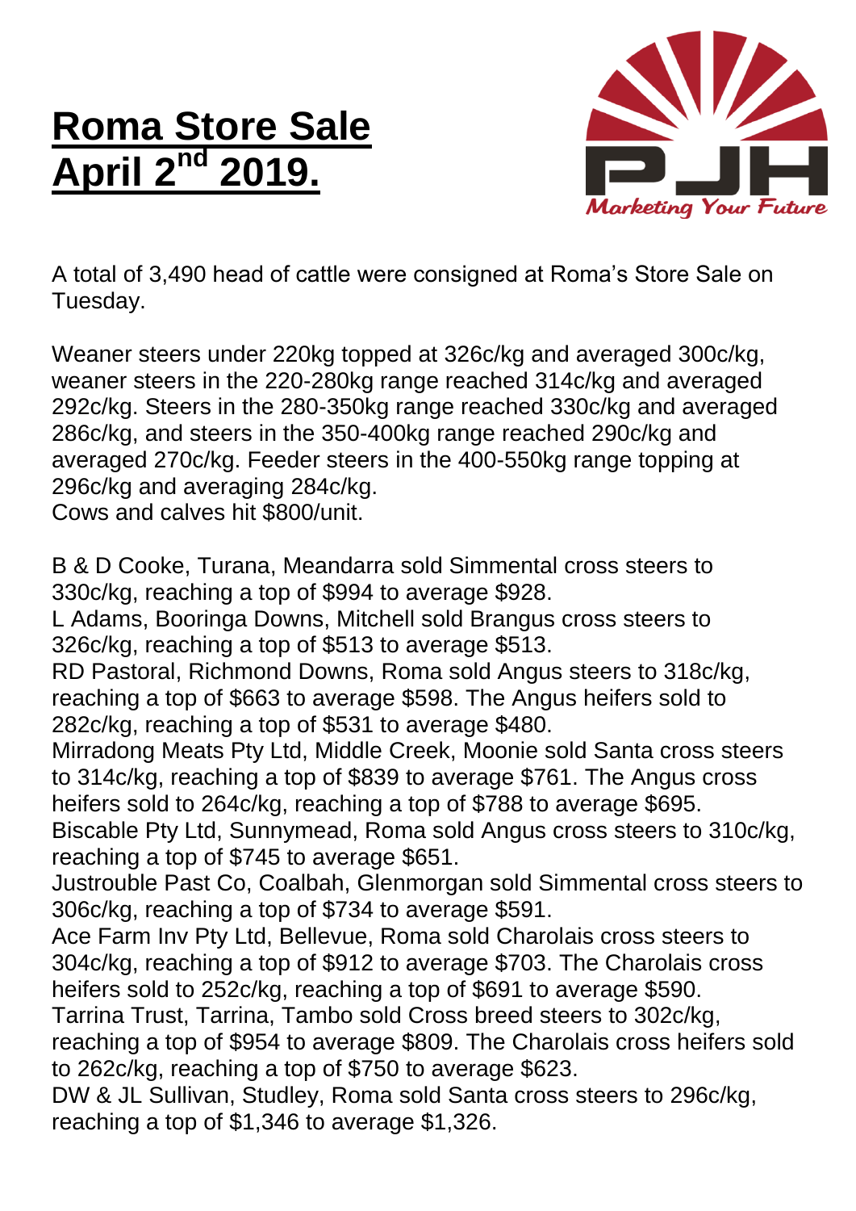# Roma Store Sale April 2nd 2019.

A total of 3,490 head of cattle were consigned at Roma's Store Sale on Tuesday.

Weaner steers under 220kg topped at 326c/kg and averaged 300c/kg, weaner steers in the 220-280kg range reached 314c/kg and averaged 292c/kg. Steers in the 280-350kg range reached 330c/kg and averaged 286c/kg, and steers in the 350-400kg range reached 290c/kg and averaged 270c/kg. Feeder steers in the 400-550kg range topping at 296c/kg and averaging 284c/kg.
Cows and calves hit $800/unit.

B & D Cooke, Turana, Meandarra sold Simmental cross steers to 330c/kg, reaching a top of $994 to average $928.
L Adams, Booringa Downs, Mitchell sold Brangus cross steers to 326c/kg, reaching a top of $513 to average $513.
RD Pastoral, Richmond Downs, Roma sold Angus steers to 318c/kg, reaching a top of $663 to average $598. The Angus heifers sold to 282c/kg, reaching a top of $531 to average $480.
Mirradong Meats Pty Ltd, Middle Creek, Moonie sold Santa cross steers to 314c/kg, reaching a top of $839 to average $761. The Angus cross heifers sold to 264c/kg, reaching a top of $788 to average $695.
Biscable Pty Ltd, Sunnymead, Roma sold Angus cross steers to 310c/kg, reaching a top of $745 to average $651.
Justrouble Past Co, Coalbah, Glenmorgan sold Simmental cross steers to 306c/kg, reaching a top of $734 to average $591.
Ace Farm Inv Pty Ltd, Bellevue, Roma sold Charolais cross steers to 304c/kg, reaching a top of $912 to average $703. The Charolais cross heifers sold to 252c/kg, reaching a top of $691 to average $590.
Tarrina Trust, Tarrina, Tambo sold Cross breed steers to 302c/kg, reaching a top of $954 to average $809. The Charolais cross heifers sold to 262c/kg, reaching a top of $750 to average $623.
DW & JL Sullivan, Studley, Roma sold Santa cross steers to 296c/kg, reaching a top of $1,346 to average $1,326.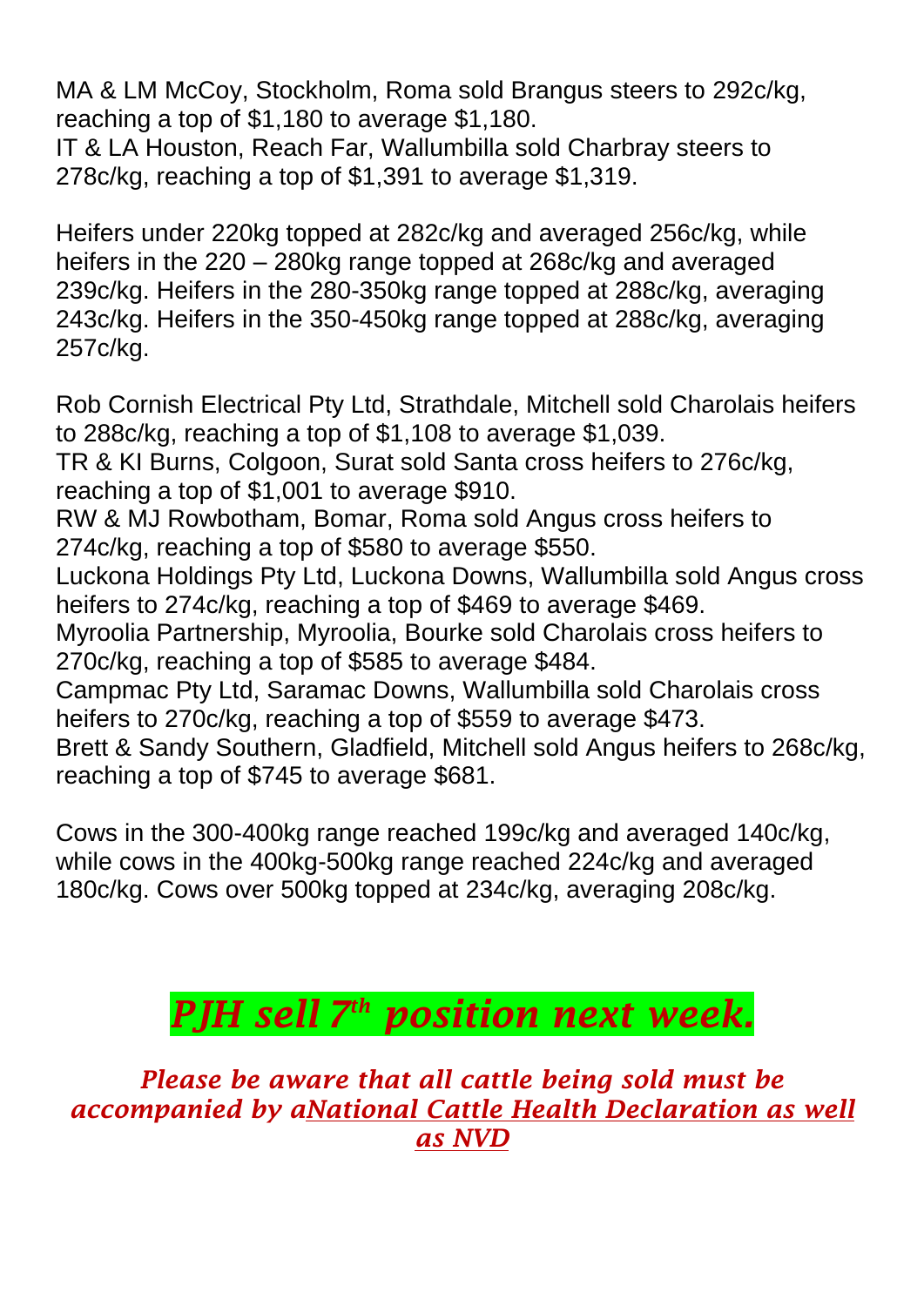MA & LM McCoy, Stockholm, Roma sold Brangus steers to 292c/kg, reaching a top of $1,180 to average $1,180.
IT & LA Houston, Reach Far, Wallumbilla sold Charbray steers to 278c/kg, reaching a top of $1,391 to average $1,319.

Heifers under 220kg topped at 282c/kg and averaged 256c/kg, while heifers in the 220 – 280kg range topped at 268c/kg and averaged 239c/kg. Heifers in the 280-350kg range topped at 288c/kg, averaging 243c/kg. Heifers in the 350-450kg range topped at 288c/kg, averaging 257c/kg.

Rob Cornish Electrical Pty Ltd, Strathdale, Mitchell sold Charolais heifers to 288c/kg, reaching a top of $1,108 to average $1,039.
TR & KI Burns, Colgoon, Surat sold Santa cross heifers to 276c/kg, reaching a top of $1,001 to average $910.
RW & MJ Rowbotham, Bomar, Roma sold Angus cross heifers to 274c/kg, reaching a top of $580 to average $550.
Luckona Holdings Pty Ltd, Luckona Downs, Wallumbilla sold Angus cross heifers to 274c/kg, reaching a top of $469 to average $469.
Myroolia Partnership, Myroolia, Bourke sold Charolais cross heifers to 270c/kg, reaching a top of $585 to average $484.
Campmac Pty Ltd, Saramac Downs, Wallumbilla sold Charolais cross heifers to 270c/kg, reaching a top of $559 to average $473.
Brett & Sandy Southern, Gladfield, Mitchell sold Angus heifers to 268c/kg, reaching a top of $745 to average $681.

Cows in the 300-400kg range reached 199c/kg and averaged 140c/kg, while cows in the 400kg-500kg range reached 224c/kg and averaged 180c/kg. Cows over 500kg topped at 234c/kg, averaging 208c/kg.

## *PJH sell 7th position next week.*

***Please be aware that all cattle being sold must be accompanied by a National Cattle Health Declaration as well as NVD***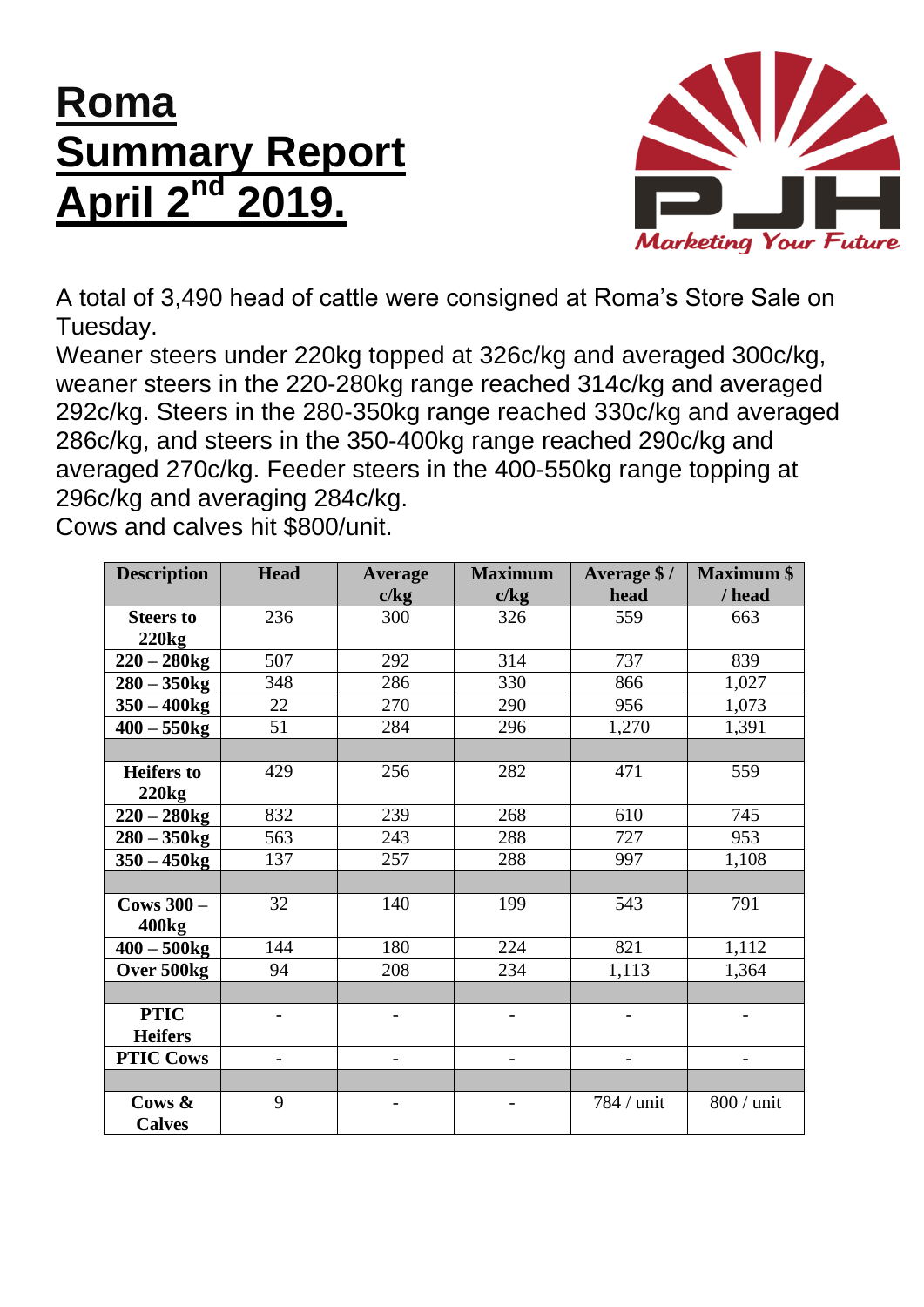# Roma Summary Report April 2nd 2019.

Marketing Your Future

A total of 3,490 head of cattle were consigned at Roma's Store Sale on Tuesday.

Weaner steers under 220kg topped at 326c/kg and averaged 300c/kg, weaner steers in the 220-280kg range reached 314c/kg and averaged 292c/kg. Steers in the 280-350kg range reached 330c/kg and averaged 286c/kg, and steers in the 350-400kg range reached 290c/kg and averaged 270c/kg. Feeder steers in the 400-550kg range topping at 296c/kg and averaging 284c/kg.

Cows and calves hit $800/unit.

| Description | Head | Average c/kg | Maximum c/kg | Average $ / head | Maximum $ / head |
|---|---|---|---|---|---|
| Steers to 220kg | 236 | 300 | 326 | 559 | 663 |
| 220 – 280kg | 507 | 292 | 314 | 737 | 839 |
| 280 – 350kg | 348 | 286 | 330 | 866 | 1,027 |
| 350 – 400kg | 22 | 270 | 290 | 956 | 1,073 |
| 400 – 550kg | 51 | 284 | 296 | 1,270 | 1,391 |
| | | | | | |
| Heifers to 220kg | 429 | 256 | 282 | 471 | 559 |
| 220 – 280kg | 832 | 239 | 268 | 610 | 745 |
| 280 – 350kg | 563 | 243 | 288 | 727 | 953 |
| 350 – 450kg | 137 | 257 | 288 | 997 | 1,108 |
| | | | | | |
| Cows 300 – 400kg | 32 | 140 | 199 | 543 | 791 |
| 400 – 500kg | 144 | 180 | 224 | 821 | 1,112 |
| Over 500kg | 94 | 208 | 234 | 1,113 | 1,364 |
| | | | | | |
| PTIC Heifers | - | - | - | - | - |
| PTIC Cows | - | - | - | - | - |
| | | | | | |
| Cows & Calves | 9 | - | - | 784 / unit | 800 / unit |